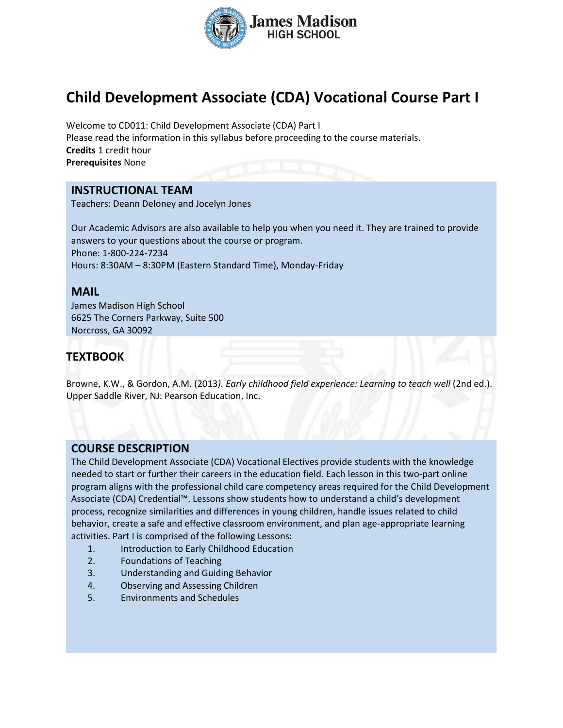James Madison HIGH SCHOOL

# Child Development Associate (CDA) Vocational Course Part I

Welcome to CD011: Child Development Associate (CDA) Part I
Please read the information in this syllabus before proceeding to the course materials.
**Credits** 1 credit hour
**Prerequisites** None

## INSTRUCTIONAL TEAM

Teachers: Deann Deloney and Jocelyn Jones

Our Academic Advisors are also available to help you when you need it. They are trained to provide answers to your questions about the course or program.
Phone: 1-800-224-7234
Hours: 8:30AM – 8:30PM (Eastern Standard Time), Monday-Friday

## MAIL

James Madison High School
6625 The Corners Parkway, Suite 500
Norcross, GA 30092

## TEXTBOOK

Browne, K.W., & Gordon, A.M. (2013*). Early childhood field experience: Learning to teach well* (2nd ed.). Upper Saddle River, NJ: Pearson Education, Inc.

## COURSE DESCRIPTION

The Child Development Associate (CDA) Vocational Electives provide students with the knowledge needed to start or further their careers in the education field. Each lesson in this two-part online program aligns with the professional child care competency areas required for the Child Development Associate (CDA) Credential™. Lessons show students how to understand a child's development process, recognize similarities and differences in young children, handle issues related to child behavior, create a safe and effective classroom environment, and plan age-appropriate learning activities. Part I is comprised of the following Lessons:

1. Introduction to Early Childhood Education
2. Foundations of Teaching
3. Understanding and Guiding Behavior
4. Observing and Assessing Children
5. Environments and Schedules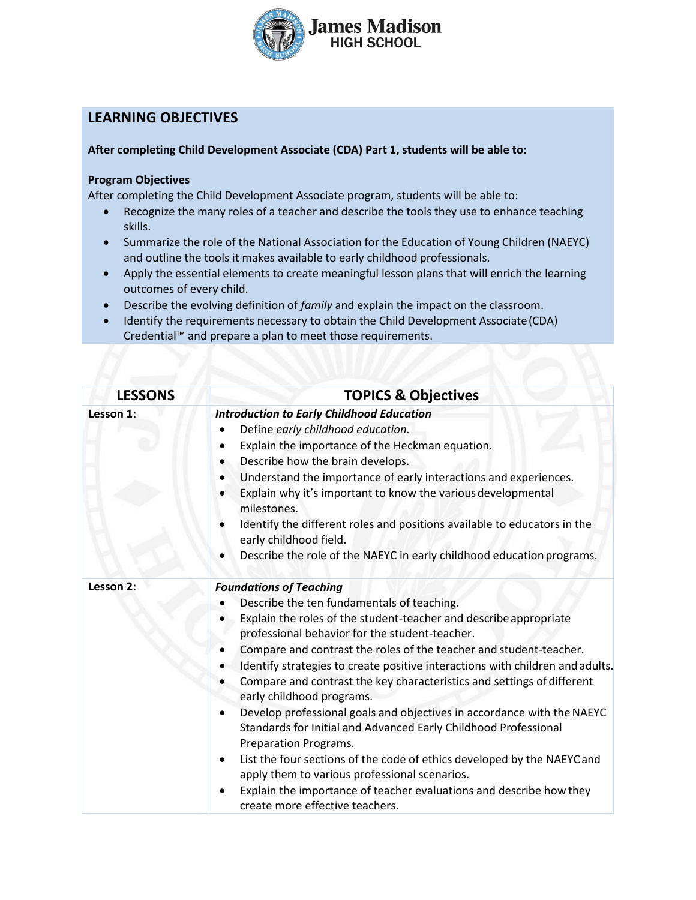## LEARNING OBJECTIVES

**After completing Child Development Associate (CDA) Part 1, students will be able to:**

**Program Objectives**

After completing the Child Development Associate program, students will be able to:

- Recognize the many roles of a teacher and describe the tools they use to enhance teaching skills.
- Summarize the role of the National Association for the Education of Young Children (NAEYC) and outline the tools it makes available to early childhood professionals.
- Apply the essential elements to create meaningful lesson plans that will enrich the learning outcomes of every child.
- Describe the evolving definition of *family* and explain the impact on the classroom.
- Identify the requirements necessary to obtain the Child Development Associate (CDA) Credential™ and prepare a plan to meet those requirements.

| LESSONS | TOPICS & Objectives |
|---|---|
| **Lesson 1:** | ***Introduction to Early Childhood Education***<br>• Define *early childhood education.*<br>• Explain the importance of the Heckman equation.<br>• Describe how the brain develops.<br>• Understand the importance of early interactions and experiences.<br>• Explain why it's important to know the various developmental milestones.<br>• Identify the different roles and positions available to educators in the early childhood field.<br>• Describe the role of the NAEYC in early childhood education programs. |
| **Lesson 2:** | ***Foundations of Teaching***<br>• Describe the ten fundamentals of teaching.<br>• Explain the roles of the student-teacher and describe appropriate professional behavior for the student-teacher.<br>• Compare and contrast the roles of the teacher and student-teacher.<br>• Identify strategies to create positive interactions with children and adults.<br>• Compare and contrast the key characteristics and settings of different early childhood programs.<br>• Develop professional goals and objectives in accordance with the NAEYC Standards for Initial and Advanced Early Childhood Professional Preparation Programs.<br>• List the four sections of the code of ethics developed by the NAEYC and apply them to various professional scenarios.<br>• Explain the importance of teacher evaluations and describe how they create more effective teachers. |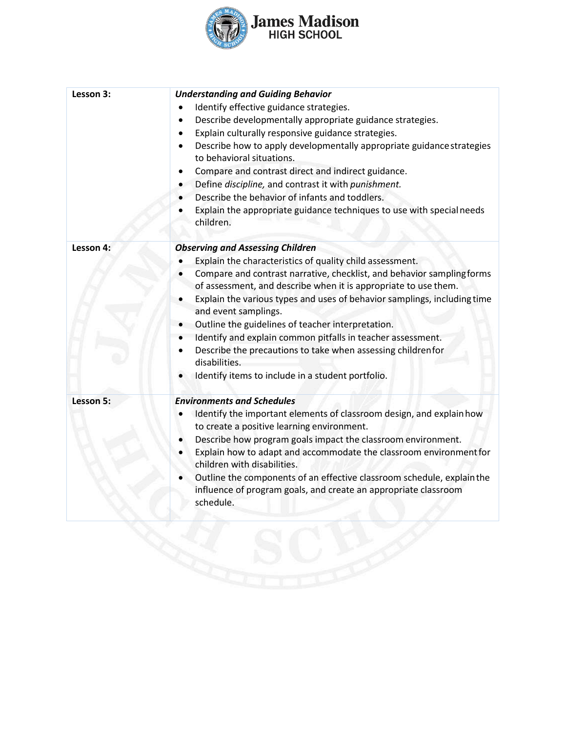| | |
|---|---|
| **Lesson 3:** | ***Understanding and Guiding Behavior***<br>• Identify effective guidance strategies.<br>• Describe developmentally appropriate guidance strategies.<br>• Explain culturally responsive guidance strategies.<br>• Describe how to apply developmentally appropriate guidance strategies to behavioral situations.<br>• Compare and contrast direct and indirect guidance.<br>• Define *discipline,* and contrast it with *punishment.*<br>• Describe the behavior of infants and toddlers.<br>• Explain the appropriate guidance techniques to use with special needs children. |
| **Lesson 4:** | ***Observing and Assessing Children***<br>• Explain the characteristics of quality child assessment.<br>• Compare and contrast narrative, checklist, and behavior sampling forms of assessment, and describe when it is appropriate to use them.<br>• Explain the various types and uses of behavior samplings, including time and event samplings.<br>• Outline the guidelines of teacher interpretation.<br>• Identify and explain common pitfalls in teacher assessment.<br>• Describe the precautions to take when assessing children for disabilities.<br>• Identify items to include in a student portfolio. |
| **Lesson 5:** | ***Environments and Schedules***<br>• Identify the important elements of classroom design, and explain how to create a positive learning environment.<br>• Describe how program goals impact the classroom environment.<br>• Explain how to adapt and accommodate the classroom environment for children with disabilities.<br>• Outline the components of an effective classroom schedule, explain the influence of program goals, and create an appropriate classroom schedule. |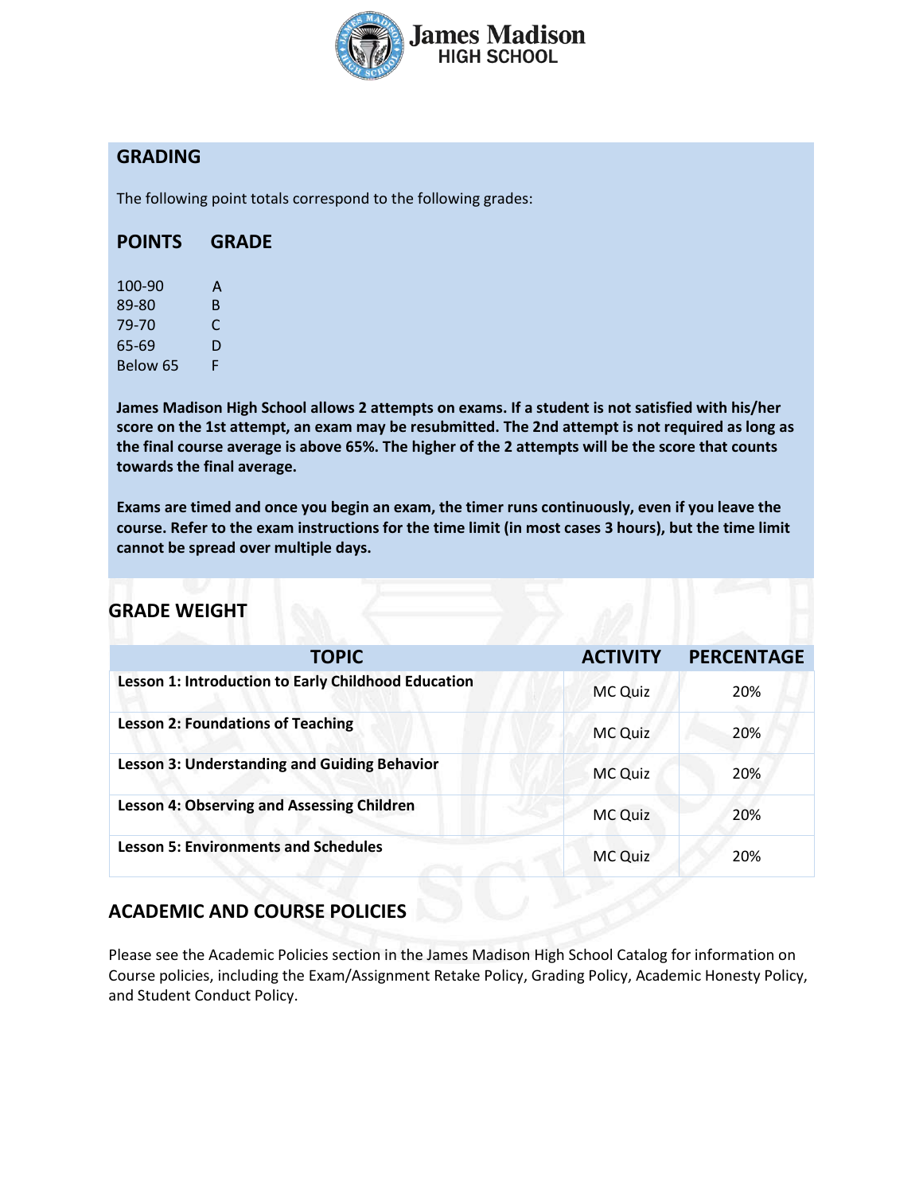## GRADING

The following point totals correspond to the following grades:

| POINTS | GRADE |
|---|---|
| 100-90 | A |
| 89-80 | B |
| 79-70 | C |
| 65-69 | D |
| Below 65 | F |

**James Madison High School allows 2 attempts on exams. If a student is not satisfied with his/her score on the 1st attempt, an exam may be resubmitted. The 2nd attempt is not required as long as the final course average is above 65%. The higher of the 2 attempts will be the score that counts towards the final average.**

**Exams are timed and once you begin an exam, the timer runs continuously, even if you leave the course. Refer to the exam instructions for the time limit (in most cases 3 hours), but the time limit cannot be spread over multiple days.**

## GRADE WEIGHT

| TOPIC | ACTIVITY | PERCENTAGE |
|---|---|---|
| **Lesson 1: Introduction to Early Childhood Education** | MC Quiz | 20% |
| **Lesson 2: Foundations of Teaching** | MC Quiz | 20% |
| **Lesson 3: Understanding and Guiding Behavior** | MC Quiz | 20% |
| **Lesson 4: Observing and Assessing Children** | MC Quiz | 20% |
| **Lesson 5: Environments and Schedules** | MC Quiz | 20% |

## ACADEMIC AND COURSE POLICIES

Please see the Academic Policies section in the James Madison High School Catalog for information on Course policies, including the Exam/Assignment Retake Policy, Grading Policy, Academic Honesty Policy, and Student Conduct Policy.